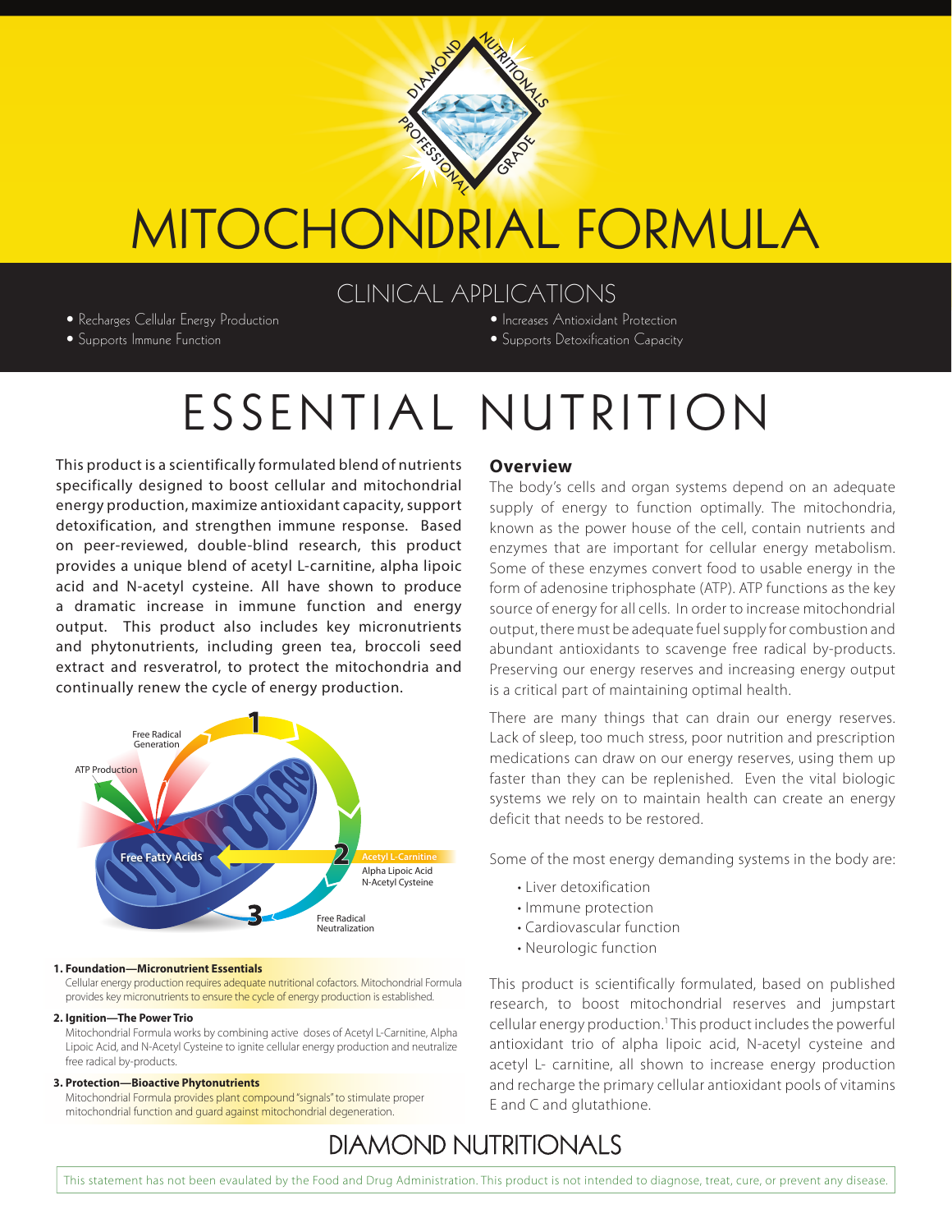# MITOCHONDRIAL FORMULA

## CLINICAL APPLICATIONS

- Recharges Cellular Energy Production
- Supports Immune Function
- Increases Antioxidant Protection
- Supports Detoxification Capacity

# ESSENTIAL NUTRITION

This product is a scientifically formulated blend of nutrients specifically designed to boost cellular and mitochondrial energy production, maximize antioxidant capacity, support detoxification, and strengthen immune response. Based on peer-reviewed, double-blind research, this product provides a unique blend of acetyl L-carnitine, alpha lipoic acid and N-acetyl cysteine. All have shown to produce a dramatic increase in immune function and energy output. This product also includes key micronutrients and phytonutrients, including green tea, broccoli seed extract and resveratrol, to protect the mitochondria and continually renew the cycle of energy production.

Free Radical Generation
ATP Production
Free Fatty Acids
Acetyl L-Carnitine
Alpha Lipoic Acid
N-Acetyl Cysteine
Free Radical Neutralization

**1. Foundation—Micronutrient Essentials**
Cellular energy production requires adequate nutritional cofactors. Mitochondrial Formula provides key micronutrients to ensure the cycle of energy production is established.

**2. Ignition—The Power Trio**
Mitochondrial Formula works by combining active doses of Acetyl L-Carnitine, Alpha Lipoic Acid, and N-Acetyl Cysteine to ignite cellular energy production and neutralize free radical by-products.

**3. Protection—Bioactive Phytonutrients**
Mitochondrial Formula provides plant compound "signals" to stimulate proper mitochondrial function and guard against mitochondrial degeneration.

### Overview

The body's cells and organ systems depend on an adequate supply of energy to function optimally. The mitochondria, known as the power house of the cell, contain nutrients and enzymes that are important for cellular energy metabolism. Some of these enzymes convert food to usable energy in the form of adenosine triphosphate (ATP). ATP functions as the key source of energy for all cells. In order to increase mitochondrial output, there must be adequate fuel supply for combustion and abundant antioxidants to scavenge free radical by-products. Preserving our energy reserves and increasing energy output is a critical part of maintaining optimal health.

There are many things that can drain our energy reserves. Lack of sleep, too much stress, poor nutrition and prescription medications can draw on our energy reserves, using them up faster than they can be replenished. Even the vital biologic systems we rely on to maintain health can create an energy deficit that needs to be restored.

Some of the most energy demanding systems in the body are:

- Liver detoxification
- Immune protection
- Cardiovascular function
- Neurologic function

This product is scientifically formulated, based on published research, to boost mitochondrial reserves and jumpstart cellular energy production.[1] This product includes the powerful antioxidant trio of alpha lipoic acid, N-acetyl cysteine and acetyl L- carnitine, all shown to increase energy production and recharge the primary cellular antioxidant pools of vitamins E and C and glutathione.

DIAMOND NUTRITIONALS

This statement has not been evaulated by the Food and Drug Administration. This product is not intended to diagnose, treat, cure, or prevent any disease.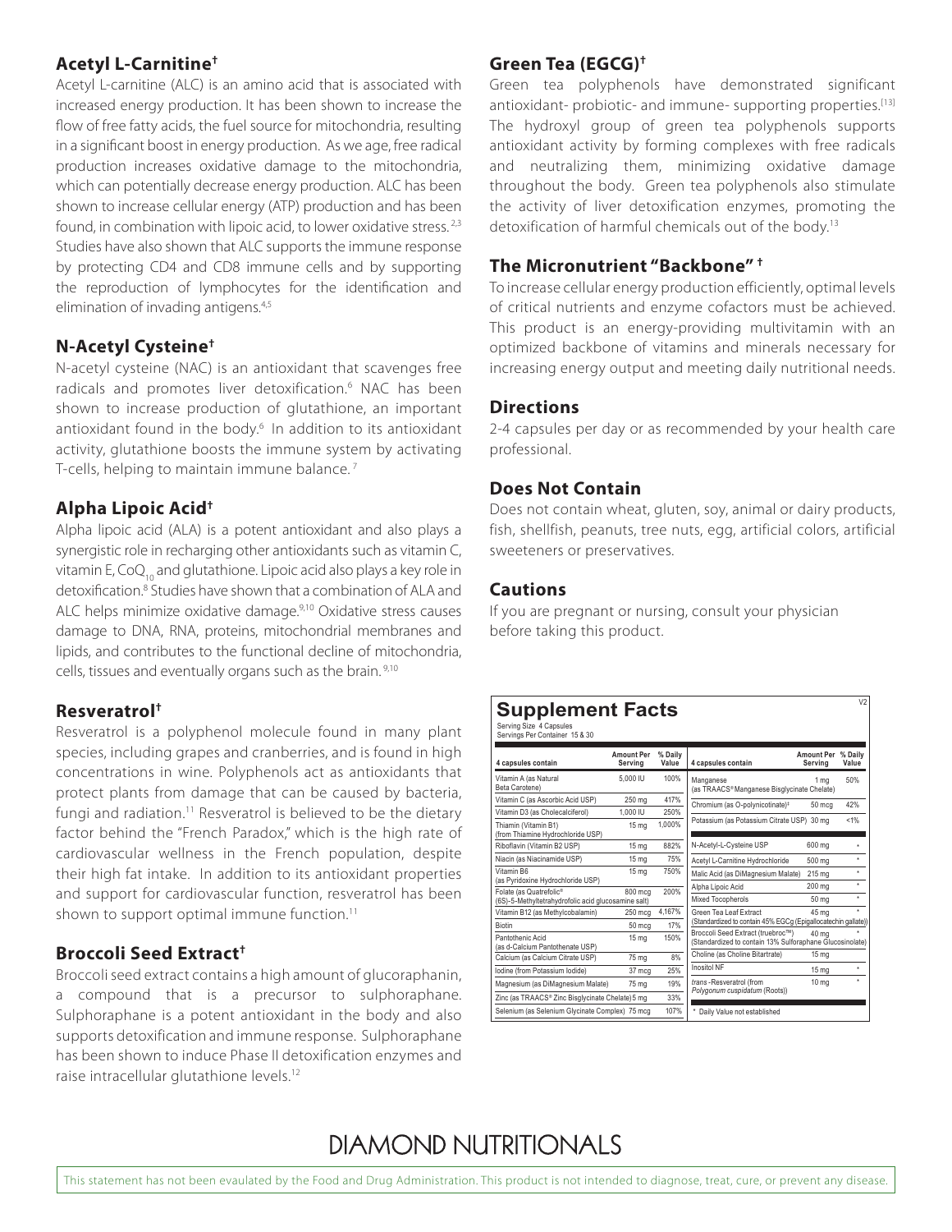## Acetyl L-Carnitine†

Acetyl L-carnitine (ALC) is an amino acid that is associated with increased energy production. It has been shown to increase the flow of free fatty acids, the fuel source for mitochondria, resulting in a significant boost in energy production. As we age, free radical production increases oxidative damage to the mitochondria, which can potentially decrease energy production. ALC has been shown to increase cellular energy (ATP) production and has been found, in combination with lipoic acid, to lower oxidative stress.[2,3] Studies have also shown that ALC supports the immune response by protecting CD4 and CD8 immune cells and by supporting the reproduction of lymphocytes for the identification and elimination of invading antigens.[4,5]

## N-Acetyl Cysteine†

N-acetyl cysteine (NAC) is an antioxidant that scavenges free radicals and promotes liver detoxification.[6] NAC has been shown to increase production of glutathione, an important antioxidant found in the body.[6] In addition to its antioxidant activity, glutathione boosts the immune system by activating T-cells, helping to maintain immune balance.[7]

## Alpha Lipoic Acid†

Alpha lipoic acid (ALA) is a potent antioxidant and also plays a synergistic role in recharging other antioxidants such as vitamin C, vitamin E, $CoQ_{10}$ and glutathione. Lipoic acid also plays a key role in detoxification.[8] Studies have shown that a combination of ALA and ALC helps minimize oxidative damage.[9,10] Oxidative stress causes damage to DNA, RNA, proteins, mitochondrial membranes and lipids, and contributes to the functional decline of mitochondria, cells, tissues and eventually organs such as the brain.[9,10]

## Resveratrol†

Resveratrol is a polyphenol molecule found in many plant species, including grapes and cranberries, and is found in high concentrations in wine. Polyphenols act as antioxidants that protect plants from damage that can be caused by bacteria, fungi and radiation.[11] Resveratrol is believed to be the dietary factor behind the "French Paradox," which is the high rate of cardiovascular wellness in the French population, despite their high fat intake. In addition to its antioxidant properties and support for cardiovascular function, resveratrol has been shown to support optimal immune function.[11]

## Broccoli Seed Extract†

Broccoli seed extract contains a high amount of glucoraphanin, a compound that is a precursor to sulphoraphane. Sulphoraphane is a potent antioxidant in the body and also supports detoxification and immune response. Sulphoraphane has been shown to induce Phase II detoxification enzymes and raise intracellular glutathione levels.[12]

## Green Tea (EGCG)†

Green tea polyphenols have demonstrated significant antioxidant- probiotic- and immune- supporting properties.[13] The hydroxyl group of green tea polyphenols supports antioxidant activity by forming complexes with free radicals and neutralizing them, minimizing oxidative damage throughout the body. Green tea polyphenols also stimulate the activity of liver detoxification enzymes, promoting the detoxification of harmful chemicals out of the body.[13]

## The Micronutrient "Backbone" †

To increase cellular energy production efficiently, optimal levels of critical nutrients and enzyme cofactors must be achieved. This product is an energy-providing multivitamin with an optimized backbone of vitamins and minerals necessary for increasing energy output and meeting daily nutritional needs.

## Directions

2-4 capsules per day or as recommended by your health care professional.

## Does Not Contain

Does not contain wheat, gluten, soy, animal or dairy products, fish, shellfish, peanuts, tree nuts, egg, artificial colors, artificial sweeteners or preservatives.

## Cautions

If you are pregnant or nursing, consult your physician before taking this product.

## Supplement Facts

V2

Serving Size 4 Capsules
Servings Per Container 15 & 30

| 4 capsules contain | Amount Per Serving | % Daily Value |
|---|---|---|
| Vitamin A (as Natural Beta Carotene) | 5,000 IU | 100% |
| Vitamin C (as Ascorbic Acid USP) | 250 mg | 417% |
| Vitamin D3 (as Cholecalciferol) | 1,000 IU | 250% |
| Thiamin (Vitamin B1) (from Thiamine Hydrochloride USP) | 15 mg | 1,000% |
| Riboflavin (Vitamin B2 USP) | 15 mg | 882% |
| Niacin (as Niacinamide USP) | 15 mg | 75% |
| Vitamin B6 (as Pyridoxine Hydrochloride USP) | 15 mg | 750% |
| Folate (as Quatrefolic® (6S)-5-Methyltetrahydrofolic acid glucosamine salt) | 800 mcg | 200% |
| Vitamin B12 (as Methylcobalamin) | 250 mcg | 4,167% |
| Biotin | 50 mcg | 17% |
| Pantothenic Acid (as d-Calcium Pantothenate USP) | 15 mg | 150% |
| Calcium (as Calcium Citrate USP) | 75 mg | 8% |
| Iodine (from Potassium Iodide) | 37 mcg | 25% |
| Magnesium (as DiMagnesium Malate) | 75 mg | 19% |
| Zinc (as TRAACS® Zinc Bisglycinate Chelate) | 5 mg | 33% |
| Selenium (as Selenium Glycinate Complex) | 75 mcg | 107% |

| 4 capsules contain | Amount Per Serving | % Daily Value |
|---|---|---|
| Manganese (as TRAACS® Manganese Bisglycinate Chelate) | 1 mg | 50% |
| Chromium (as O-polynicotinate)‡ | 50 mcg | 42% |
| Potassium (as Potassium Citrate USP) | 30 mg | <1% |
| N-Acetyl-L-Cysteine USP | 600 mg | * |
| Acetyl L-Carnitine Hydrochloride | 500 mg | * |
| Malic Acid (as DiMagnesium Malate) | 215 mg | * |
| Alpha Lipoic Acid | 200 mg | * |
| Mixed Tocopherols | 50 mg | * |
| Green Tea Leaf Extract (Standardized to contain 45% EGCg (Epigallocatechin gallate)) | 45 mg | * |
| Broccoli Seed Extract (truebroc™) (Standardized to contain 13% Sulforaphane Glucosinolate) | 40 mg | * |
| Choline (as Choline Bitartrate) | 15 mg | |
| Inositol NF | 15 mg | * |
| *trans* -Resveratrol (from *Polygonum cuspidatum* (Roots)) | 10 mg | * |

\* Daily Value not established

DIAMOND NUTRITIONALS

This statement has not been evaulated by the Food and Drug Administration. This product is not intended to diagnose, treat, cure, or prevent any disease.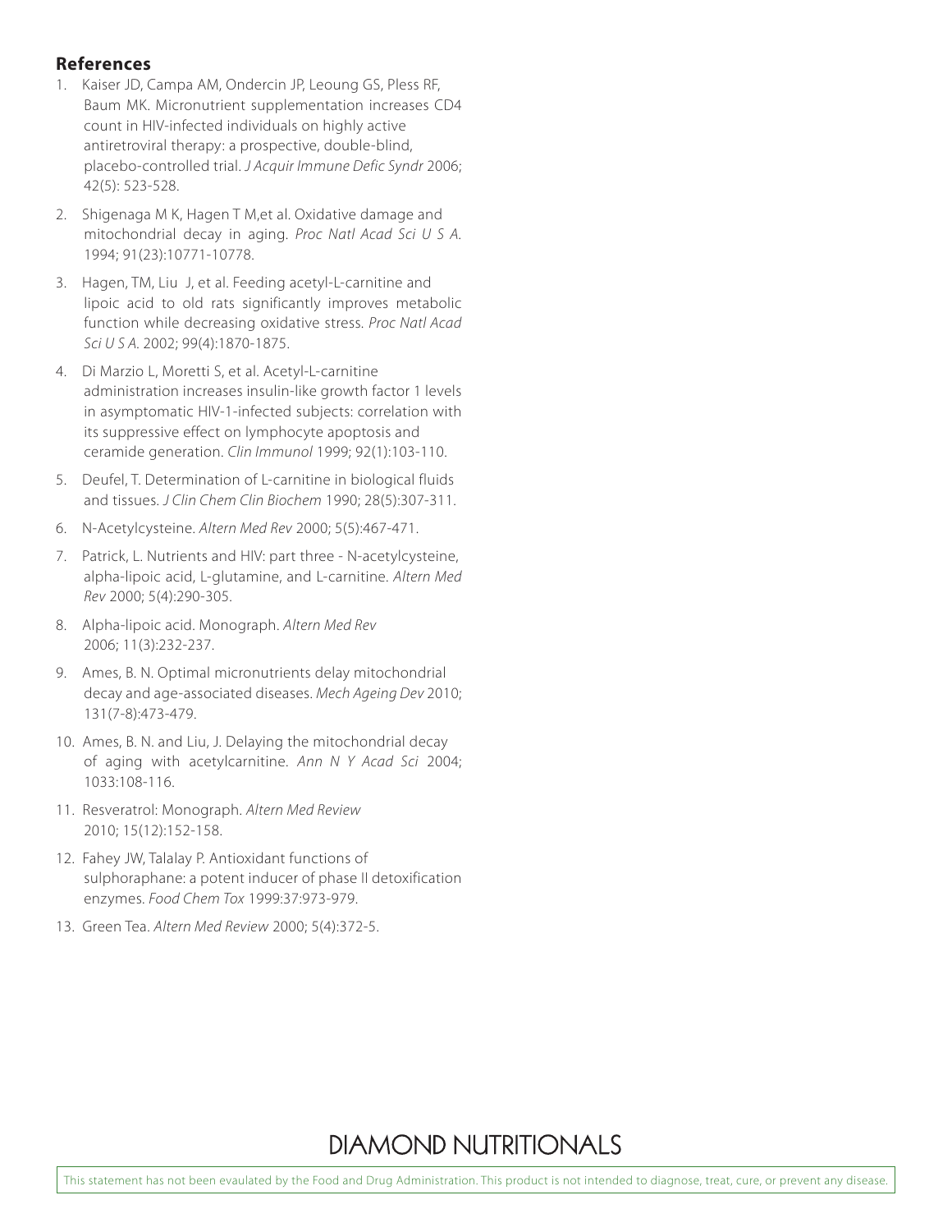## References

1. Kaiser JD, Campa AM, Ondercin JP, Leoung GS, Pless RF, Baum MK. Micronutrient supplementation increases CD4 count in HIV-infected individuals on highly active antiretroviral therapy: a prospective, double-blind, placebo-controlled trial. *J Acquir Immune Defic Syndr* 2006; 42(5): 523-528.
2. Shigenaga M K, Hagen T M,et al. Oxidative damage and mitochondrial decay in aging. *Proc Natl Acad Sci U S A.* 1994; 91(23):10771-10778.
3. Hagen, TM, Liu J, et al. Feeding acetyl-L-carnitine and lipoic acid to old rats significantly improves metabolic function while decreasing oxidative stress. *Proc Natl Acad Sci U S A.* 2002; 99(4):1870-1875.
4. Di Marzio L, Moretti S, et al. Acetyl-L-carnitine administration increases insulin-like growth factor 1 levels in asymptomatic HIV-1-infected subjects: correlation with its suppressive effect on lymphocyte apoptosis and ceramide generation. *Clin Immunol* 1999; 92(1):103-110.
5. Deufel, T. Determination of L-carnitine in biological fluids and tissues. *J Clin Chem Clin Biochem* 1990; 28(5):307-311.
6. N-Acetylcysteine. *Altern Med Rev* 2000; 5(5):467-471.
7. Patrick, L. Nutrients and HIV: part three - N-acetylcysteine, alpha-lipoic acid, L-glutamine, and L-carnitine. *Altern Med Rev* 2000; 5(4):290-305.
8. Alpha-lipoic acid. Monograph. *Altern Med Rev* 2006; 11(3):232-237.
9. Ames, B. N. Optimal micronutrients delay mitochondrial decay and age-associated diseases. *Mech Ageing Dev* 2010; 131(7-8):473-479.
10. Ames, B. N. and Liu, J. Delaying the mitochondrial decay of aging with acetylcarnitine. *Ann N Y Acad Sci* 2004; 1033:108-116.
11. Resveratrol: Monograph. *Altern Med Review* 2010; 15(12):152-158.
12. Fahey JW, Talalay P. Antioxidant functions of sulphoraphane: a potent inducer of phase II detoxification enzymes. *Food Chem Tox* 1999:37:973-979.
13. Green Tea. *Altern Med Review* 2000; 5(4):372-5.

DIAMOND NUTRITIONALS

This statement has not been evaulated by the Food and Drug Administration. This product is not intended to diagnose, treat, cure, or prevent any disease.